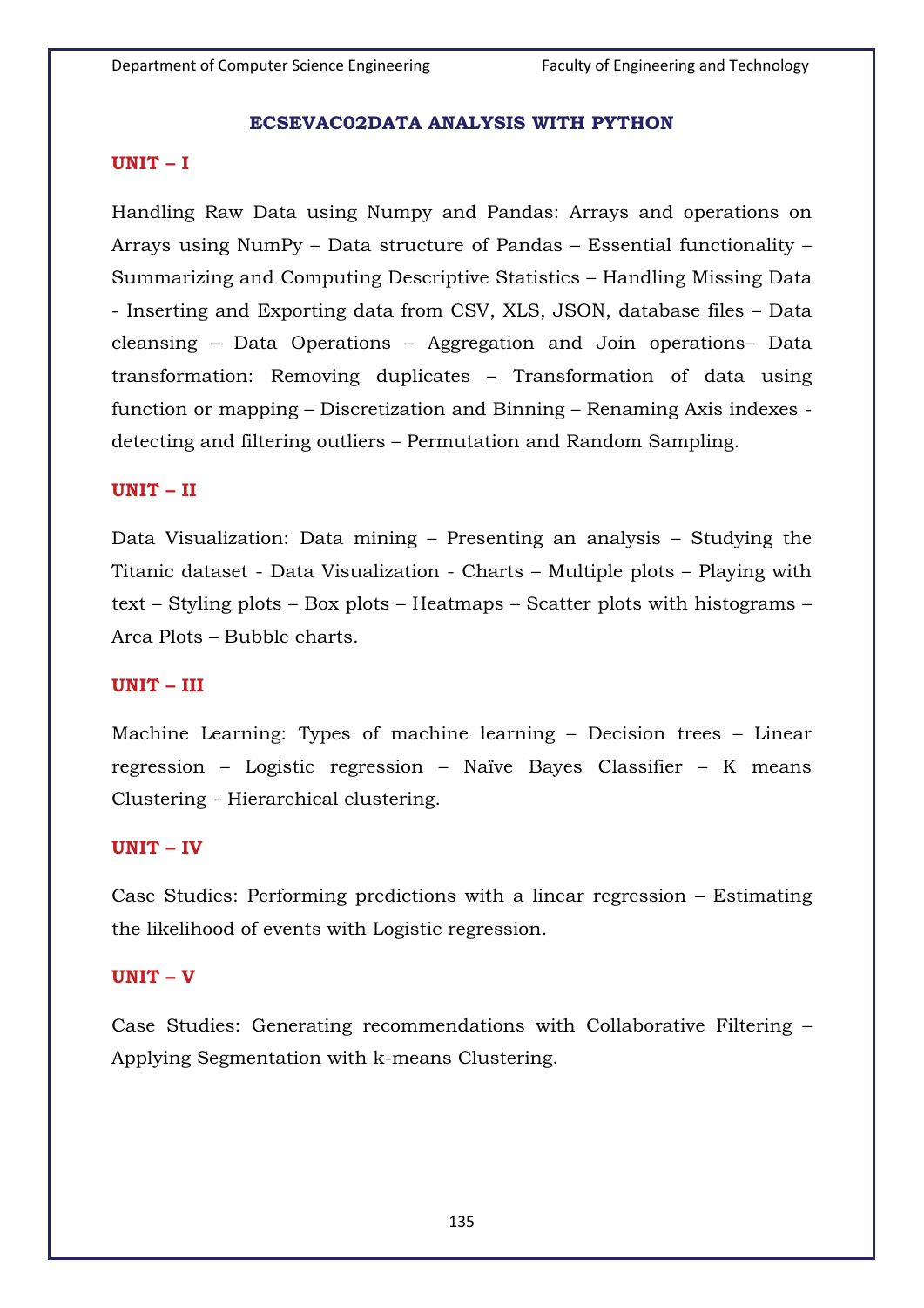# ECSEVAC02DATA ANALYSIS WITH PYTHON

## UNIT – I

Handling Raw Data using Numpy and Pandas: Arrays and operations on Arrays using NumPy – Data structure of Pandas – Essential functionality – Summarizing and Computing Descriptive Statistics – Handling Missing Data - Inserting and Exporting data from CSV, XLS, JSON, database files – Data cleansing – Data Operations – Aggregation and Join operations– Data transformation: Removing duplicates – Transformation of data using function or mapping – Discretization and Binning – Renaming Axis indexes - detecting and filtering outliers – Permutation and Random Sampling.

## UNIT – II

Data Visualization: Data mining – Presenting an analysis – Studying the Titanic dataset - Data Visualization - Charts – Multiple plots – Playing with text – Styling plots – Box plots – Heatmaps – Scatter plots with histograms – Area Plots – Bubble charts.

## UNIT – III

Machine Learning: Types of machine learning – Decision trees – Linear regression – Logistic regression – Naïve Bayes Classifier – K means Clustering – Hierarchical clustering.

## UNIT – IV

Case Studies: Performing predictions with a linear regression – Estimating the likelihood of events with Logistic regression.

## UNIT – V

Case Studies: Generating recommendations with Collaborative Filtering – Applying Segmentation with k-means Clustering.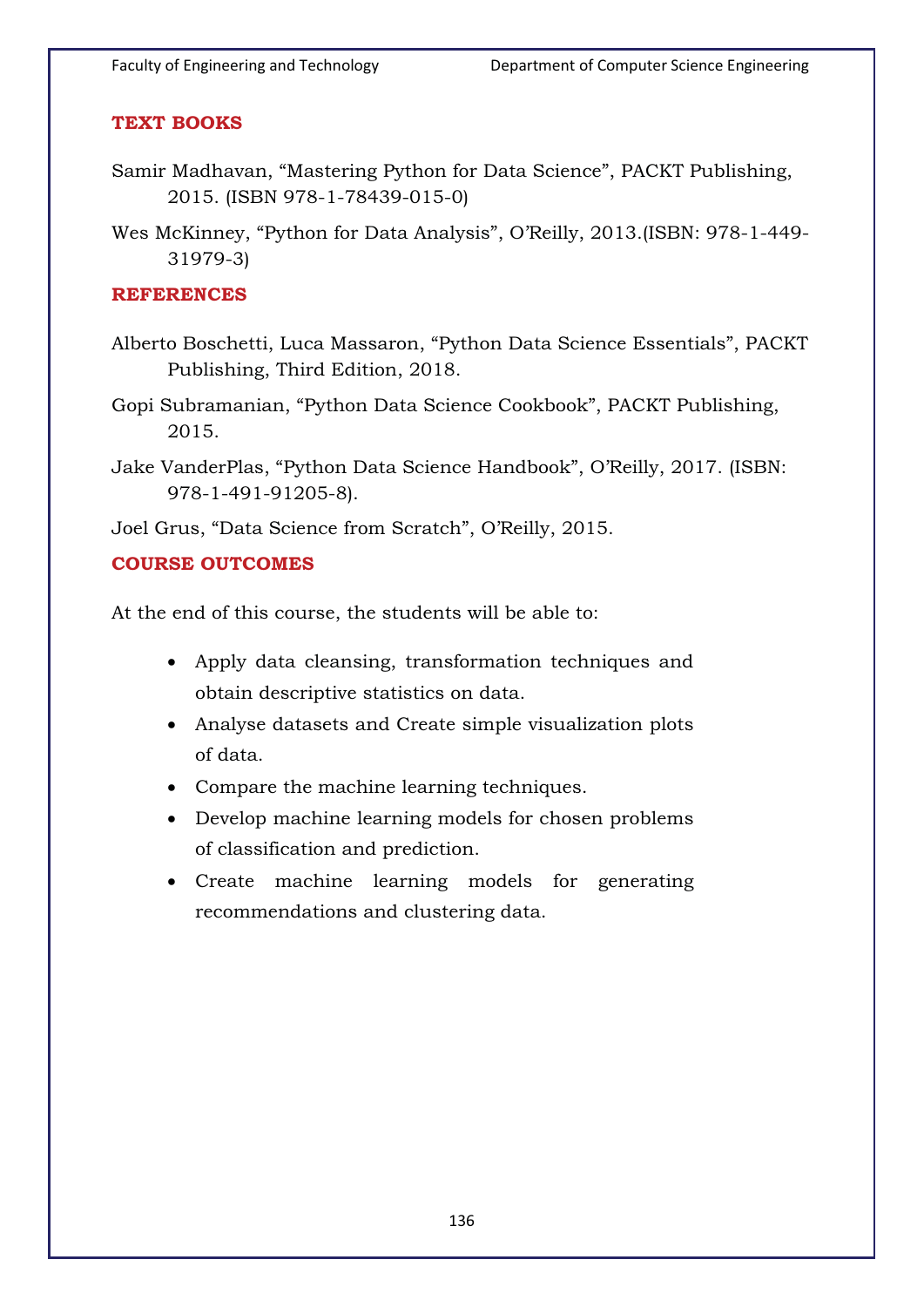## TEXT BOOKS

Samir Madhavan, “Mastering Python for Data Science”, PACKT Publishing, 2015. (ISBN 978-1-78439-015-0)

Wes McKinney, “Python for Data Analysis”, O’Reilly, 2013.(ISBN: 978-1-449-31979-3)

## REFERENCES

Alberto Boschetti, Luca Massaron, “Python Data Science Essentials”, PACKT Publishing, Third Edition, 2018.

Gopi Subramanian, “Python Data Science Cookbook”, PACKT Publishing, 2015.

Jake VanderPlas, “Python Data Science Handbook”, O’Reilly, 2017. (ISBN: 978-1-491-91205-8).

Joel Grus, “Data Science from Scratch”, O’Reilly, 2015.

## COURSE OUTCOMES

At the end of this course, the students will be able to:

- Apply data cleansing, transformation techniques and obtain descriptive statistics on data.
- Analyse datasets and Create simple visualization plots of data.
- Compare the machine learning techniques.
- Develop machine learning models for chosen problems of classification and prediction.
- Create machine learning models for generating recommendations and clustering data.